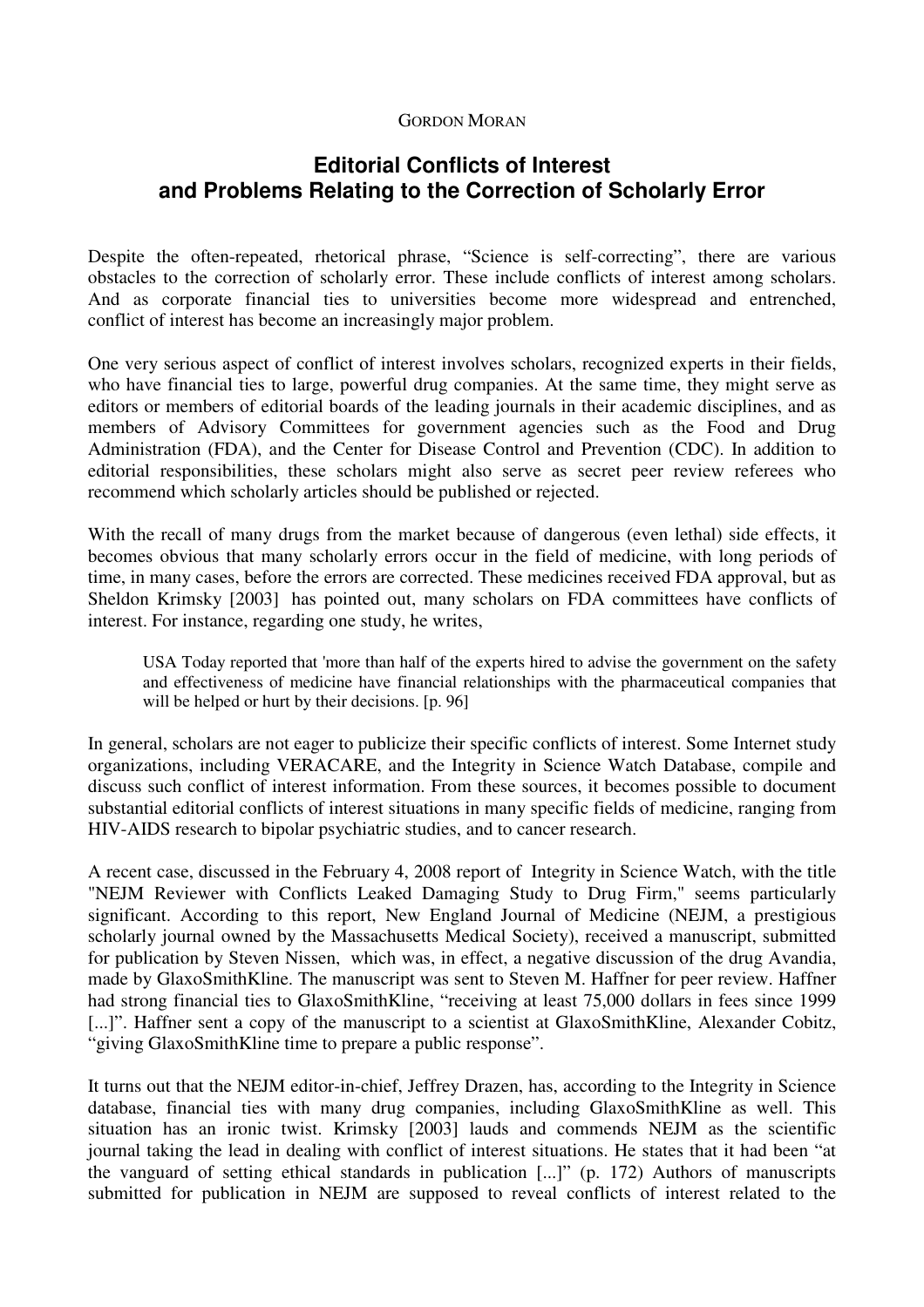GORDON MORAN

# Editorial Conflicts of Interest and Problems Relating to the Correction of Scholarly Error

Despite the often-repeated, rhetorical phrase, "Science is self-correcting", there are various obstacles to the correction of scholarly error. These include conflicts of interest among scholars. And as corporate financial ties to universities become more widespread and entrenched, conflict of interest has become an increasingly major problem.

One very serious aspect of conflict of interest involves scholars, recognized experts in their fields, who have financial ties to large, powerful drug companies. At the same time, they might serve as editors or members of editorial boards of the leading journals in their academic disciplines, and as members of Advisory Committees for government agencies such as the Food and Drug Administration (FDA), and the Center for Disease Control and Prevention (CDC). In addition to editorial responsibilities, these scholars might also serve as secret peer review referees who recommend which scholarly articles should be published or rejected.

With the recall of many drugs from the market because of dangerous (even lethal) side effects, it becomes obvious that many scholarly errors occur in the field of medicine, with long periods of time, in many cases, before the errors are corrected. These medicines received FDA approval, but as Sheldon Krimsky [2003] has pointed out, many scholars on FDA committees have conflicts of interest. For instance, regarding one study, he writes,

> USA Today reported that 'more than half of the experts hired to advise the government on the safety and effectiveness of medicine have financial relationships with the pharmaceutical companies that will be helped or hurt by their decisions. [p. 96]

In general, scholars are not eager to publicize their specific conflicts of interest. Some Internet study organizations, including VERACARE, and the Integrity in Science Watch Database, compile and discuss such conflict of interest information. From these sources, it becomes possible to document substantial editorial conflicts of interest situations in many specific fields of medicine, ranging from HIV-AIDS research to bipolar psychiatric studies, and to cancer research.

A recent case, discussed in the February 4, 2008 report of Integrity in Science Watch, with the title "NEJM Reviewer with Conflicts Leaked Damaging Study to Drug Firm," seems particularly significant. According to this report, New England Journal of Medicine (NEJM, a prestigious scholarly journal owned by the Massachusetts Medical Society), received a manuscript, submitted for publication by Steven Nissen, which was, in effect, a negative discussion of the drug Avandia, made by GlaxoSmithKline. The manuscript was sent to Steven M. Haffner for peer review. Haffner had strong financial ties to GlaxoSmithKline, "receiving at least 75,000 dollars in fees since 1999 [...]". Haffner sent a copy of the manuscript to a scientist at GlaxoSmithKline, Alexander Cobitz, "giving GlaxoSmithKline time to prepare a public response".

It turns out that the NEJM editor-in-chief, Jeffrey Drazen, has, according to the Integrity in Science database, financial ties with many drug companies, including GlaxoSmithKline as well. This situation has an ironic twist. Krimsky [2003] lauds and commends NEJM as the scientific journal taking the lead in dealing with conflict of interest situations. He states that it had been "at the vanguard of setting ethical standards in publication [...]" (p. 172) Authors of manuscripts submitted for publication in NEJM are supposed to reveal conflicts of interest related to the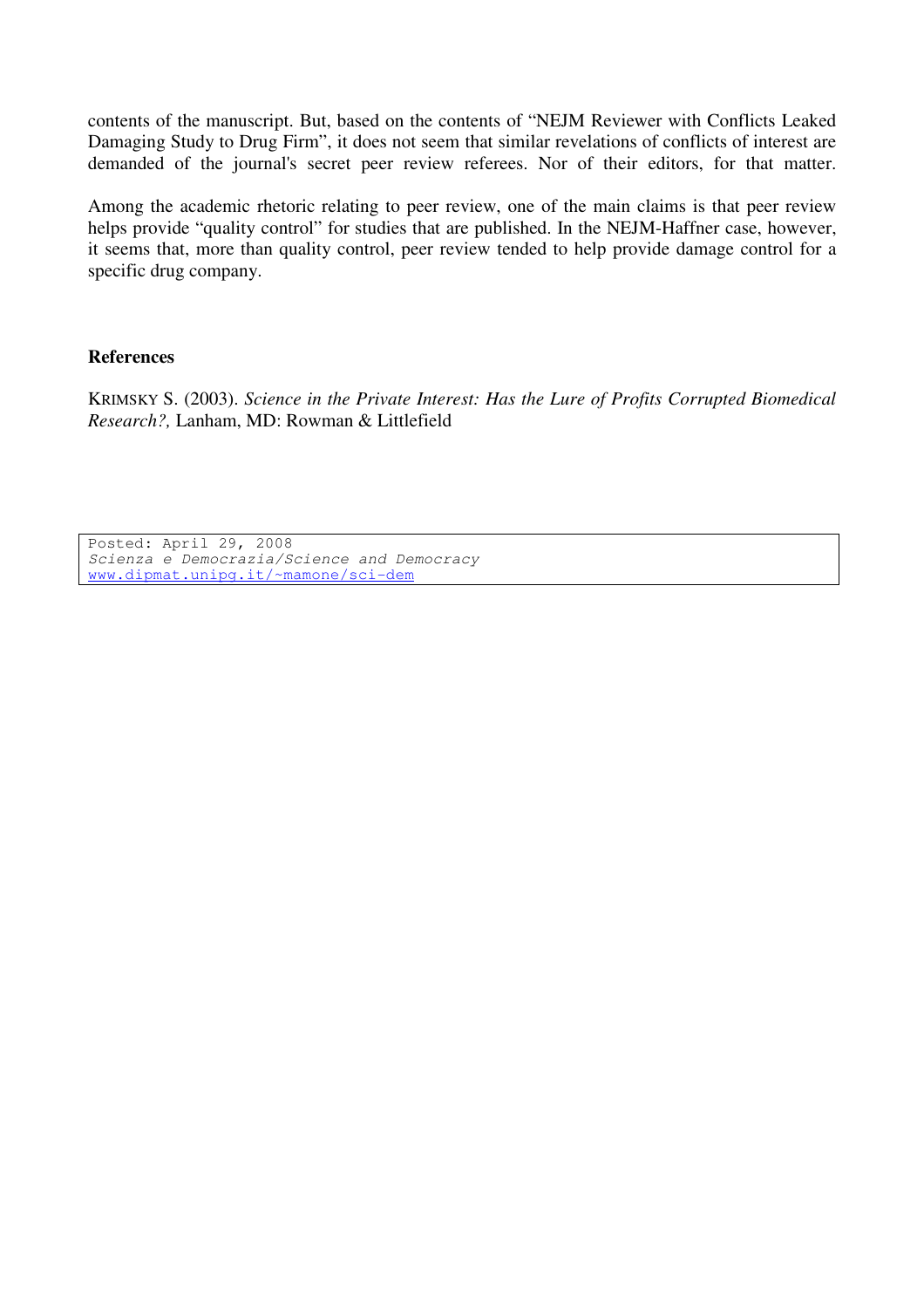contents of the manuscript. But, based on the contents of "NEJM Reviewer with Conflicts Leaked Damaging Study to Drug Firm", it does not seem that similar revelations of conflicts of interest are demanded of the journal's secret peer review referees. Nor of their editors, for that matter.

Among the academic rhetoric relating to peer review, one of the main claims is that peer review helps provide "quality control" for studies that are published. In the NEJM-Haffner case, however, it seems that, more than quality control, peer review tended to help provide damage control for a specific drug company.

**References**

KRIMSKY S. (2003). *Science in the Private Interest: Has the Lure of Profits Corrupted Biomedical Research?,* Lanham, MD: Rowman & Littlefield

Posted: April 29, 2008
*Scienza e Democrazia/Science and Democracy*
www.dipmat.unipg.it/~mamone/sci-dem